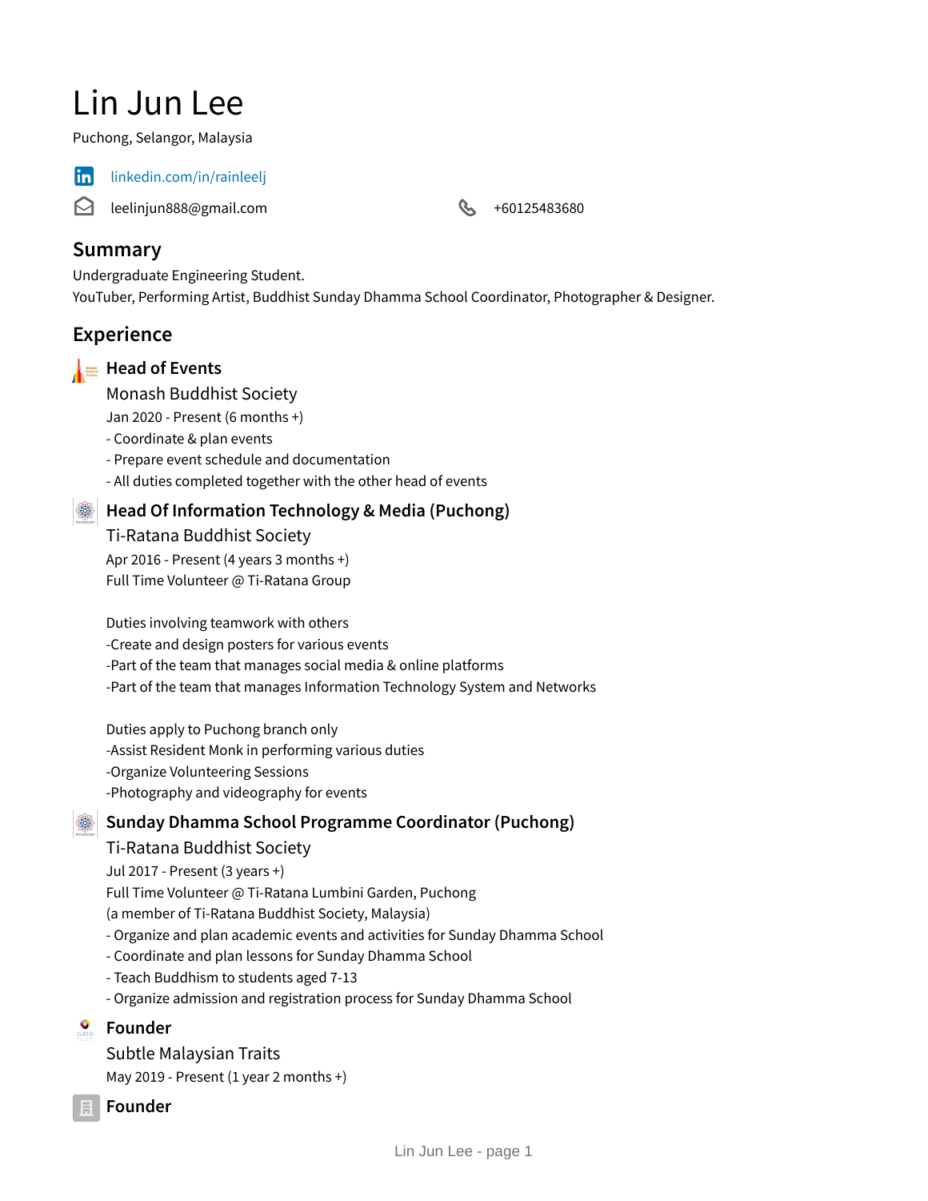# Lin Jun Lee

Puchong, Selangor, Malaysia

linkedin.com/in/rainleelj

leelinjun888@gmail.com

+60125483680

## Summary

Undergraduate Engineering Student.
YouTuber, Performing Artist, Buddhist Sunday Dhamma School Coordinator, Photographer & Designer.

## Experience

### Head of Events

Monash Buddhist Society

Jan 2020 - Present (6 months +)

- Coordinate & plan events
- Prepare event schedule and documentation
- All duties completed together with the other head of events

### Head Of Information Technology & Media (Puchong)

Ti-Ratana Buddhist Society

Apr 2016 - Present (4 years 3 months +)

Full Time Volunteer @ Ti-Ratana Group

Duties involving teamwork with others
-Create and design posters for various events
-Part of the team that manages social media & online platforms
-Part of the team that manages Information Technology System and Networks

Duties apply to Puchong branch only
-Assist Resident Monk in performing various duties
-Organize Volunteering Sessions
-Photography and videography for events

### Sunday Dhamma School Programme Coordinator (Puchong)

Ti-Ratana Buddhist Society

Jul 2017 - Present (3 years +)

Full Time Volunteer @ Ti-Ratana Lumbini Garden, Puchong
(a member of Ti-Ratana Buddhist Society, Malaysia)

- Organize and plan academic events and activities for Sunday Dhamma School
- Coordinate and plan lessons for Sunday Dhamma School
- Teach Buddhism to students aged 7-13
- Organize admission and registration process for Sunday Dhamma School

### Founder

Subtle Malaysian Traits

May 2019 - Present (1 year 2 months +)

### Founder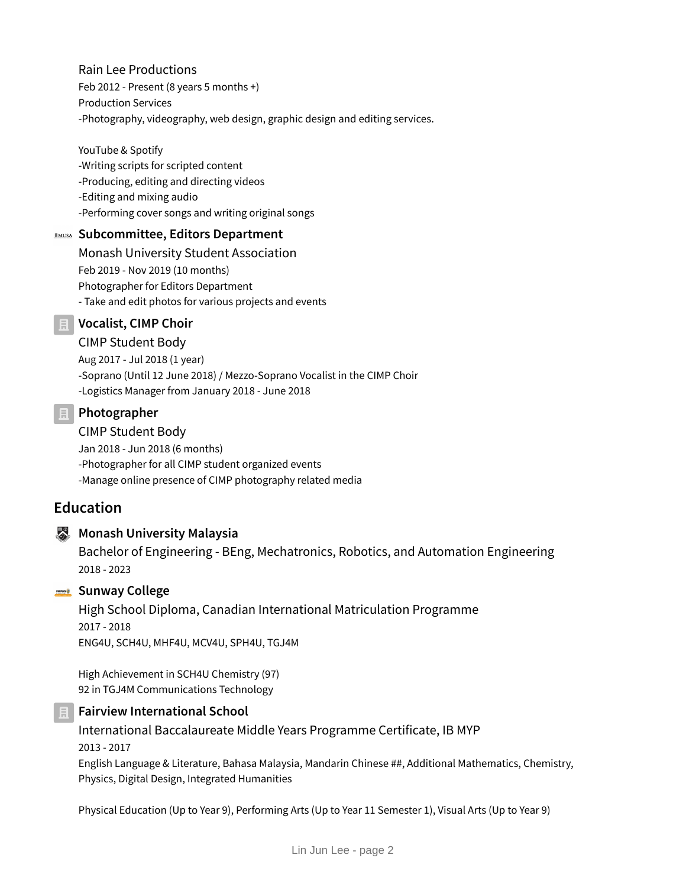Rain Lee Productions
Feb 2012 - Present (8 years 5 months +)
Production Services
-Photography, videography, web design, graphic design and editing services.

YouTube & Spotify
-Writing scripts for scripted content
-Producing, editing and directing videos
-Editing and mixing audio
-Performing cover songs and writing original songs

### Subcommittee, Editors Department

Monash University Student Association
Feb 2019 - Nov 2019 (10 months)
Photographer for Editors Department
- Take and edit photos for various projects and events

### Vocalist, CIMP Choir

CIMP Student Body
Aug 2017 - Jul 2018 (1 year)
-Soprano (Until 12 June 2018) / Mezzo-Soprano Vocalist in the CIMP Choir
-Logistics Manager from January 2018 - June 2018

### Photographer

CIMP Student Body
Jan 2018 - Jun 2018 (6 months)
-Photographer for all CIMP student organized events
-Manage online presence of CIMP photography related media

## Education

### Monash University Malaysia

Bachelor of Engineering - BEng, Mechatronics, Robotics, and Automation Engineering
2018 - 2023

### Sunway College

High School Diploma, Canadian International Matriculation Programme
2017 - 2018
ENG4U, SCH4U, MHF4U, MCV4U, SPH4U, TGJ4M

High Achievement in SCH4U Chemistry (97)
92 in TGJ4M Communications Technology

### Fairview International School

International Baccalaureate Middle Years Programme Certificate, IB MYP
2013 - 2017
English Language & Literature, Bahasa Malaysia, Mandarin Chinese ##, Additional Mathematics, Chemistry, Physics, Digital Design, Integrated Humanities

Physical Education (Up to Year 9), Performing Arts (Up to Year 11 Semester 1), Visual Arts (Up to Year 9)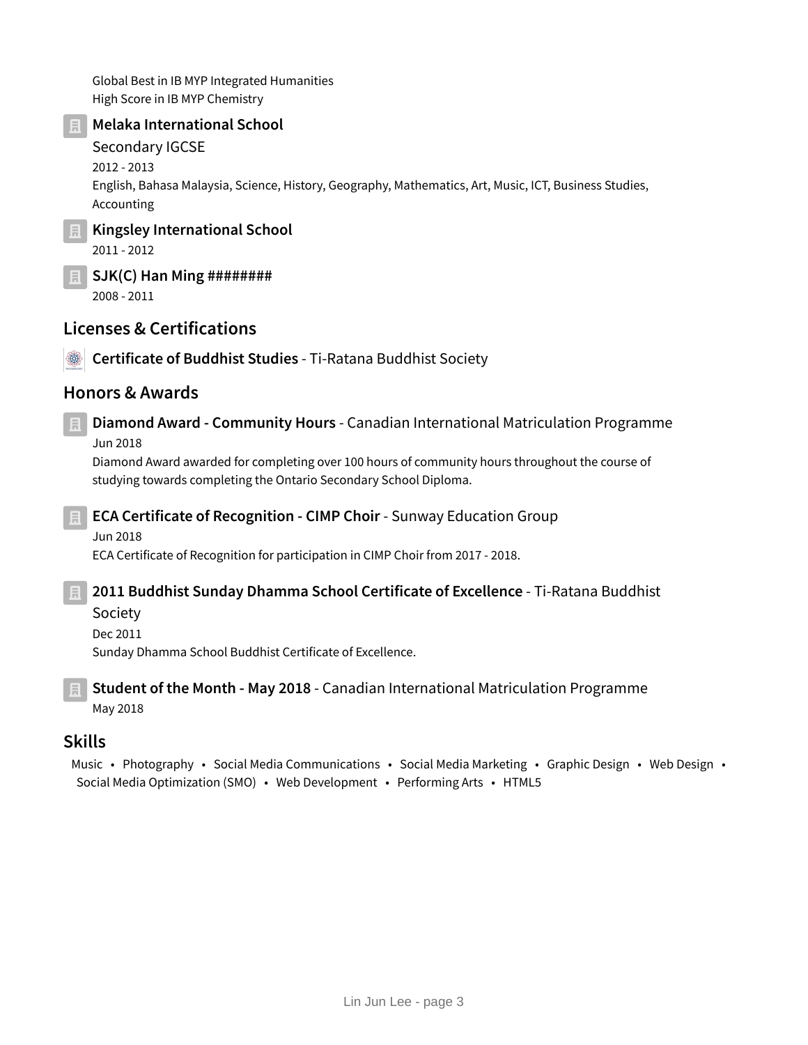Global Best in IB MYP Integrated Humanities
High Score in IB MYP Chemistry

**Melaka International School**
Secondary IGCSE
2012 - 2013
English, Bahasa Malaysia, Science, History, Geography, Mathematics, Art, Music, ICT, Business Studies, Accounting

**Kingsley International School**
2011 - 2012

**SJK(C) Han Ming ########**
2008 - 2011

## Licenses & Certifications

**Certificate of Buddhist Studies** - Ti-Ratana Buddhist Society

## Honors & Awards

**Diamond Award - Community Hours** - Canadian International Matriculation Programme
Jun 2018
Diamond Award awarded for completing over 100 hours of community hours throughout the course of studying towards completing the Ontario Secondary School Diploma.

**ECA Certificate of Recognition - CIMP Choir** - Sunway Education Group
Jun 2018
ECA Certificate of Recognition for participation in CIMP Choir from 2017 - 2018.

**2011 Buddhist Sunday Dhamma School Certificate of Excellence** - Ti-Ratana Buddhist Society
Dec 2011
Sunday Dhamma School Buddhist Certificate of Excellence.

**Student of the Month - May 2018** - Canadian International Matriculation Programme
May 2018

## Skills

Music • Photography • Social Media Communications • Social Media Marketing • Graphic Design • Web Design • Social Media Optimization (SMO) • Web Development • Performing Arts • HTML5